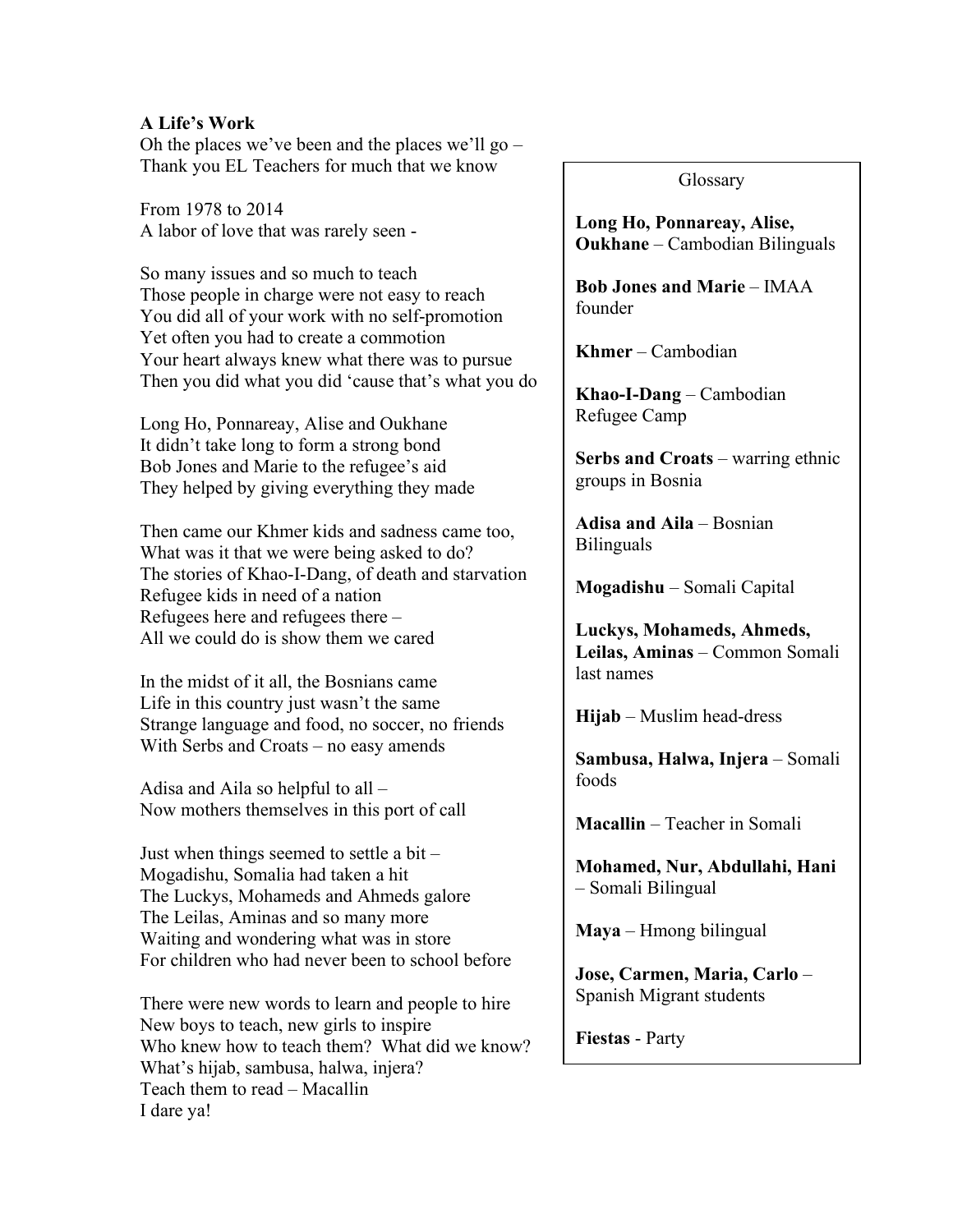**A Life's Work**

Oh the places we've been and the places we'll go –
Thank you EL Teachers for much that we know

From 1978 to 2014
A labor of love that was rarely seen -

So many issues and so much to teach
Those people in charge were not easy to reach
You did all of your work with no self-promotion
Yet often you had to create a commotion
Your heart always knew what there was to pursue
Then you did what you did 'cause that's what you do

Long Ho, Ponnareay, Alise and Oukhane
It didn't take long to form a strong bond
Bob Jones and Marie to the refugee's aid
They helped by giving everything they made

Then came our Khmer kids and sadness came too,
What was it that we were being asked to do?
The stories of Khao-I-Dang, of death and starvation
Refugee kids in need of a nation
Refugees here and refugees there –
All we could do is show them we cared

In the midst of it all, the Bosnians came
Life in this country just wasn't the same
Strange language and food, no soccer, no friends
With Serbs and Croats – no easy amends

Adisa and Aila so helpful to all –
Now mothers themselves in this port of call

Just when things seemed to settle a bit –
Mogadishu, Somalia had taken a hit
The Luckys, Mohameds and Ahmeds galore
The Leilas, Aminas and so many more
Waiting and wondering what was in store
For children who had never been to school before

There were new words to learn and people to hire
New boys to teach, new girls to inspire
Who knew how to teach them? What did we know?
What's hijab, sambusa, halwa, injera?
Teach them to read – Macallin
I dare ya!

Glossary

**Long Ho, Ponnareay, Alise, Oukhane** – Cambodian Bilinguals

**Bob Jones and Marie** – IMAA founder

**Khmer** – Cambodian

**Khao-I-Dang** – Cambodian Refugee Camp

**Serbs and Croats** – warring ethnic groups in Bosnia

**Adisa and Aila** – Bosnian Bilinguals

**Mogadishu** – Somali Capital

**Luckys, Mohameds, Ahmeds, Leilas, Aminas** – Common Somali last names

**Hijab** – Muslim head-dress

**Sambusa, Halwa, Injera** – Somali foods

**Macallin** – Teacher in Somali

**Mohamed, Nur, Abdullahi, Hani** – Somali Bilingual

**Maya** – Hmong bilingual

**Jose, Carmen, Maria, Carlo** – Spanish Migrant students

**Fiestas** - Party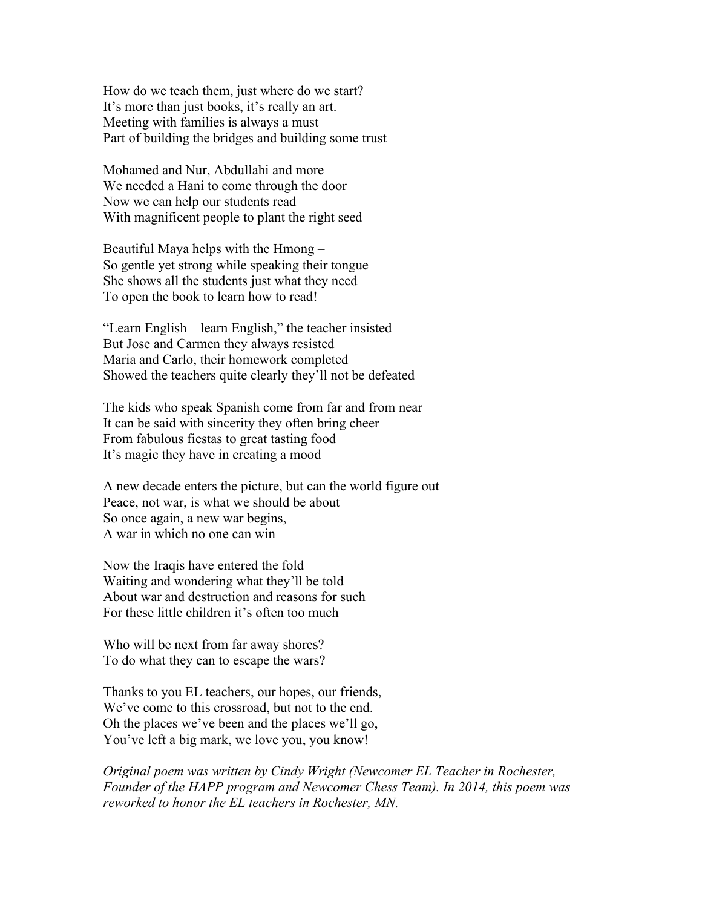How do we teach them, just where do we start?
It's more than just books, it's really an art.
Meeting with families is always a must
Part of building the bridges and building some trust

Mohamed and Nur, Abdullahi and more –
We needed a Hani to come through the door
Now we can help our students read
With magnificent people to plant the right seed

Beautiful Maya helps with the Hmong –
So gentle yet strong while speaking their tongue
She shows all the students just what they need
To open the book to learn how to read!

"Learn English – learn English," the teacher insisted
But Jose and Carmen they always resisted
Maria and Carlo, their homework completed
Showed the teachers quite clearly they'll not be defeated

The kids who speak Spanish come from far and from near
It can be said with sincerity they often bring cheer
From fabulous fiestas to great tasting food
It's magic they have in creating a mood

A new decade enters the picture, but can the world figure out
Peace, not war, is what we should be about
So once again, a new war begins,
A war in which no one can win

Now the Iraqis have entered the fold
Waiting and wondering what they'll be told
About war and destruction and reasons for such
For these little children it's often too much

Who will be next from far away shores?
To do what they can to escape the wars?

Thanks to you EL teachers, our hopes, our friends,
We've come to this crossroad, but not to the end.
Oh the places we've been and the places we'll go,
You've left a big mark, we love you, you know!

*Original poem was written by Cindy Wright (Newcomer EL Teacher in Rochester, Founder of the HAPP program and Newcomer Chess Team). In 2014, this poem was reworked to honor the EL teachers in Rochester, MN.*